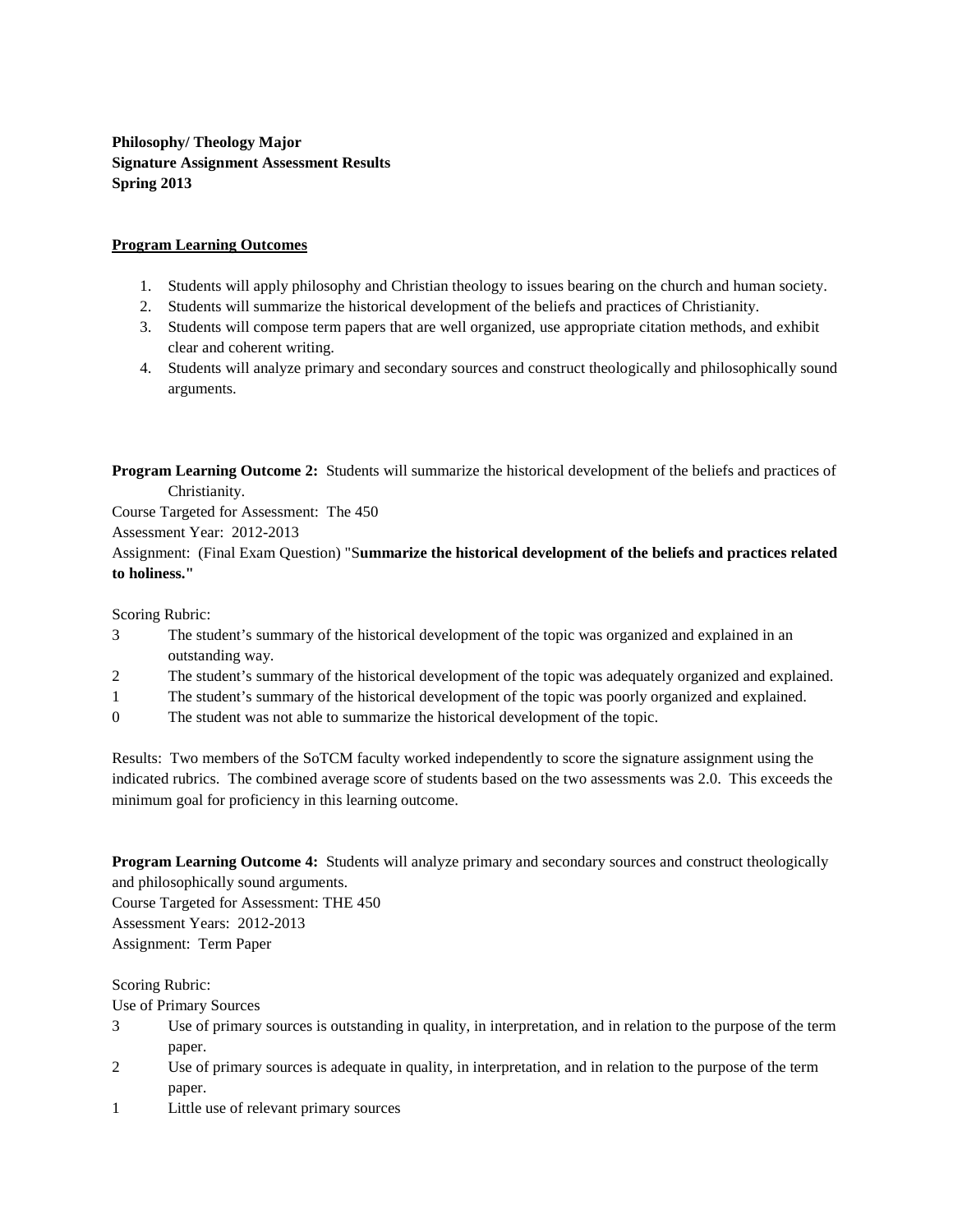**Philosophy/ Theology Major**
**Signature Assignment Assessment Results**
**Spring 2013**

**Program Learning Outcomes**

1. Students will apply philosophy and Christian theology to issues bearing on the church and human society.
2. Students will summarize the historical development of the beliefs and practices of Christianity.
3. Students will compose term papers that are well organized, use appropriate citation methods, and exhibit clear and coherent writing.
4. Students will analyze primary and secondary sources and construct theologically and philosophically sound arguments.

**Program Learning Outcome 2:** Students will summarize the historical development of the beliefs and practices of Christianity.

Course Targeted for Assessment: The 450

Assessment Year: 2012-2013

Assignment: (Final Exam Question) "**Summarize the historical development of the beliefs and practices related to holiness."**

Scoring Rubric:

3 The student's summary of the historical development of the topic was organized and explained in an outstanding way.

2 The student's summary of the historical development of the topic was adequately organized and explained.

1 The student's summary of the historical development of the topic was poorly organized and explained.

0 The student was not able to summarize the historical development of the topic.

Results: Two members of the SoTCM faculty worked independently to score the signature assignment using the indicated rubrics. The combined average score of students based on the two assessments was 2.0. This exceeds the minimum goal for proficiency in this learning outcome.

**Program Learning Outcome 4:** Students will analyze primary and secondary sources and construct theologically and philosophically sound arguments.

Course Targeted for Assessment: THE 450

Assessment Years: 2012-2013

Assignment: Term Paper

Scoring Rubric:

Use of Primary Sources

3 Use of primary sources is outstanding in quality, in interpretation, and in relation to the purpose of the term paper.

2 Use of primary sources is adequate in quality, in interpretation, and in relation to the purpose of the term paper.

1 Little use of relevant primary sources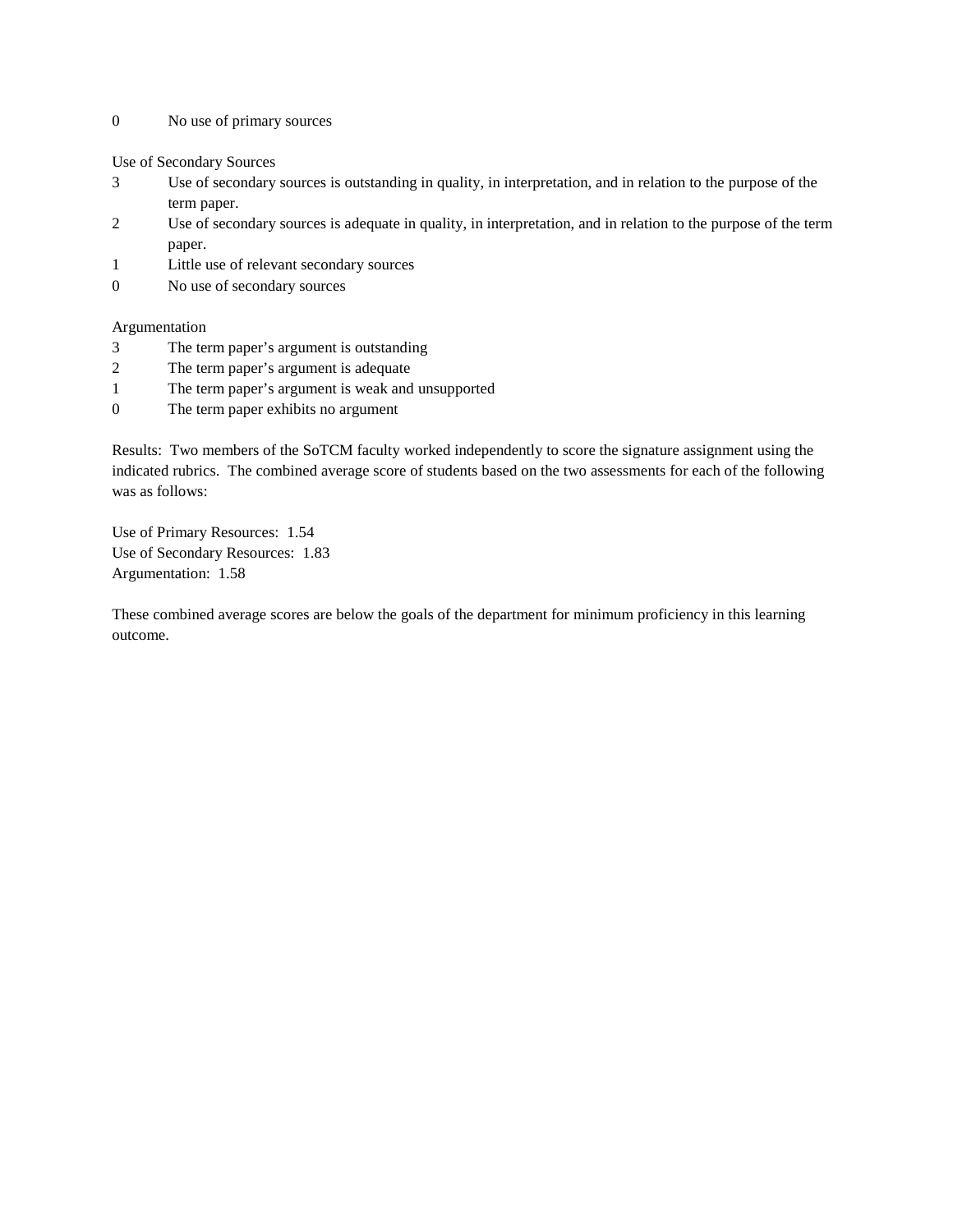0 No use of primary sources

Use of Secondary Sources

3 Use of secondary sources is outstanding in quality, in interpretation, and in relation to the purpose of the term paper.

2 Use of secondary sources is adequate in quality, in interpretation, and in relation to the purpose of the term paper.

1 Little use of relevant secondary sources

0 No use of secondary sources

Argumentation

3 The term paper's argument is outstanding

2 The term paper's argument is adequate

1 The term paper's argument is weak and unsupported

0 The term paper exhibits no argument

Results: Two members of the SoTCM faculty worked independently to score the signature assignment using the indicated rubrics. The combined average score of students based on the two assessments for each of the following was as follows:

Use of Primary Resources: 1.54
Use of Secondary Resources: 1.83
Argumentation: 1.58

These combined average scores are below the goals of the department for minimum proficiency in this learning outcome.